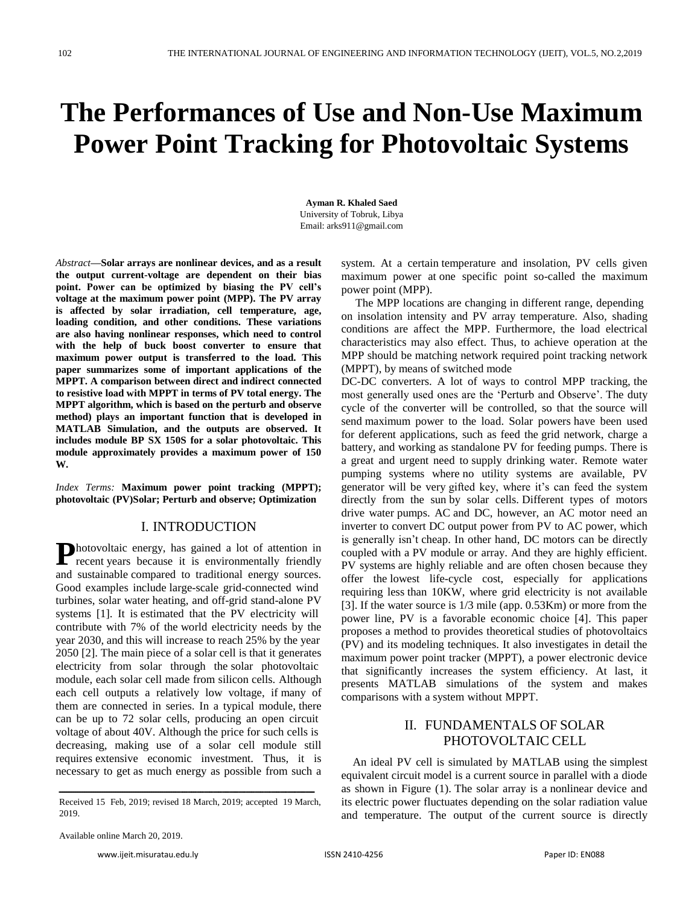# The Performances of Use and Non-Use Maximum Power Point Tracking for Photovoltaic Systems

**Ayman R. Khaled Saed**
University of Tobruk, Libya
Email: arks911@gmail.com

*Abstract*—**Solar arrays are nonlinear devices, and as a result the output current-voltage are dependent on their bias point. Power can be optimized by biasing the PV cell's voltage at the maximum power point (MPP). The PV array is affected by solar irradiation, cell temperature, age, loading condition, and other conditions. These variations are also having nonlinear responses, which need to control with the help of buck boost converter to ensure that maximum power output is transferred to the load. This paper summarizes some of important applications of the MPPT. A comparison between direct and indirect connected to resistive load with MPPT in terms of PV total energy. The MPPT algorithm, which is based on the perturb and observe method) plays an important function that is developed in MATLAB Simulation, and the outputs are observed. It includes module BP SX 150S for a solar photovoltaic. This module approximately provides a maximum power of 150 W.**

*Index Terms:* **Maximum power point tracking (MPPT); photovoltaic (PV)Solar; Perturb and observe; Optimization**

## I. INTRODUCTION

Photovoltaic energy, has gained a lot of attention in recent years because it is environmentally friendly and sustainable compared to traditional energy sources. Good examples include large-scale grid-connected wind turbines, solar water heating, and off-grid stand-alone PV systems [1]. It is estimated that the PV electricity will contribute with 7% of the world electricity needs by the year 2030, and this will increase to reach 25% by the year 2050 [2]. The main piece of a solar cell is that it generates electricity from solar through the solar photovoltaic module, each solar cell made from silicon cells. Although each cell outputs a relatively low voltage, if many of them are connected in series. In a typical module, there can be up to 72 solar cells, producing an open circuit voltage of about 40V. Although the price for such cells is decreasing, making use of a solar cell module still requires extensive economic investment. Thus, it is necessary to get as much energy as possible from such a system. At a certain temperature and insolation, PV cells given maximum power at one specific point so-called the maximum power point (MPP).

The MPP locations are changing in different range, depending on insolation intensity and PV array temperature. Also, shading conditions are affect the MPP. Furthermore, the load electrical characteristics may also effect. Thus, to achieve operation at the MPP should be matching network required point tracking network (MPPT), by means of switched mode

DC-DC converters. A lot of ways to control MPP tracking, the most generally used ones are the 'Perturb and Observe'. The duty cycle of the converter will be controlled, so that the source will send maximum power to the load. Solar powers have been used for deferent applications, such as feed the grid network, charge a battery, and working as standalone PV for feeding pumps. There is a great and urgent need to supply drinking water. Remote water pumping systems where no utility systems are available, PV generator will be very gifted key, where it's can feed the system directly from the sun by solar cells. Different types of motors drive water pumps. AC and DC, however, an AC motor need an inverter to convert DC output power from PV to AC power, which is generally isn't cheap. In other hand, DC motors can be directly coupled with a PV module or array. And they are highly efficient. PV systems are highly reliable and are often chosen because they offer the lowest life-cycle cost, especially for applications requiring less than 10KW, where grid electricity is not available [3]. If the water source is 1/3 mile (app. 0.53Km) or more from the power line, PV is a favorable economic choice [4]. This paper proposes a method to provides theoretical studies of photovoltaics (PV) and its modeling techniques. It also investigates in detail the maximum power point tracker (MPPT), a power electronic device that significantly increases the system efficiency. At last, it presents MATLAB simulations of the system and makes comparisons with a system without MPPT.

## II. FUNDAMENTALS OF SOLAR PHOTOVOLTAIC CELL

An ideal PV cell is simulated by MATLAB using the simplest equivalent circuit model is a current source in parallel with a diode as shown in Figure (1). The solar array is a nonlinear device and its electric power fluctuates depending on the solar radiation value and temperature. The output of the current source is directly

Received 15 Feb, 2019; revised 18 March, 2019; accepted 19 March, 2019.

Available online March 20, 2019.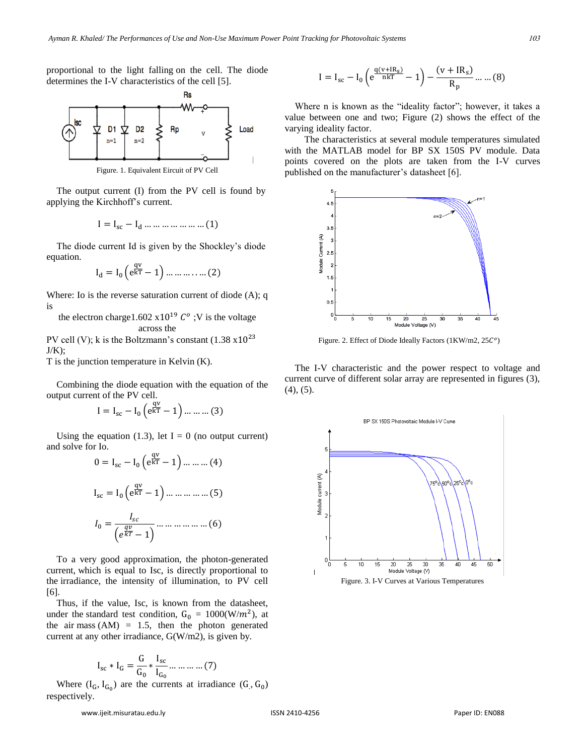proportional to the light falling on the cell. The diode determines the I-V characteristics of the cell [5].

Figure. 1. Equivalent Eircuit of PV Cell

The output current (I) from the PV cell is found by applying the Kirchhoff's current.

$$I = I_{sc} - I_d \ldots\ldots\ldots\ldots\ldots\ldots (1)$$

The diode current Id is given by the Shockley's diode equation.

$$I_d = I_0 \left( e^{\frac{qv}{kT}} - 1 \right) \ldots\ldots\ldots\ldots (2)$$

Where: Io is the reverse saturation current of diode (A); q is the electron charge1.602 x$10^{19}$ $C^o$ ;V is the voltage across the PV cell (V); k is the Boltzmann's constant (1.38 x$10^{23}$ J/K);

T is the junction temperature in Kelvin (K).

Combining the diode equation with the equation of the output current of the PV cell.

$$I = I_{sc} - I_0 \left( e^{\frac{qv}{kT}} - 1 \right) \ldots\ldots\ldots (3)$$

Using the equation (1.3), let I = 0 (no output current) and solve for Io.

$$0 = I_{sc} - I_0 \left( e^{\frac{qv}{kT}} - 1 \right) \ldots\ldots\ldots (4)$$

$$I_{sc} = I_0 \left( e^{\frac{qv}{kT}} - 1 \right) \ldots\ldots\ldots\ldots\ldots (5)$$

$$I_0 = \frac{I_{sc}}{\left( e^{\frac{qv}{kT}} - 1 \right)} \ldots\ldots\ldots\ldots\ldots\ldots (6)$$

To a very good approximation, the photon-generated current, which is equal to Isc, is directly proportional to the irradiance, the intensity of illumination, to PV cell [6].

Thus, if the value, Isc, is known from the datasheet, under the standard test condition, $G_0$ = 1000(W/$m^2$), at the air mass (AM) = 1.5, then the photon generated current at any other irradiance, G(W/m2), is given by.

$$I_{sc} * I_G = \frac{G}{G_0} * \frac{I_{sc}}{I_{G_0}} \ldots\ldots\ldots\ldots (7)$$

Where ($I_G$, $I_{G_0}$) are the currents at irradiance (G, $G_0$) respectively.

$$I = I_{sc} - I_0 \left( e^{\frac{q(v+IR_s)}{nkT}} - 1 \right) - \frac{(v + IR_s)}{R_p} \ldots\ldots (8)$$

Where n is known as the "ideality factor"; however, it takes a value between one and two; Figure (2) shows the effect of the varying ideality factor.

The characteristics at several module temperatures simulated with the MATLAB model for BP SX 150S PV module. Data points covered on the plots are taken from the I-V curves published on the manufacturer's datasheet [6].

Figure. 2. Effect of Diode Ideally Factors (1KW/m2, 25$C^o$)

The I-V characteristic and the power respect to voltage and current curve of different solar array are represented in figures (3), (4), (5).

Figure. 3. I-V Curves at Various Temperatures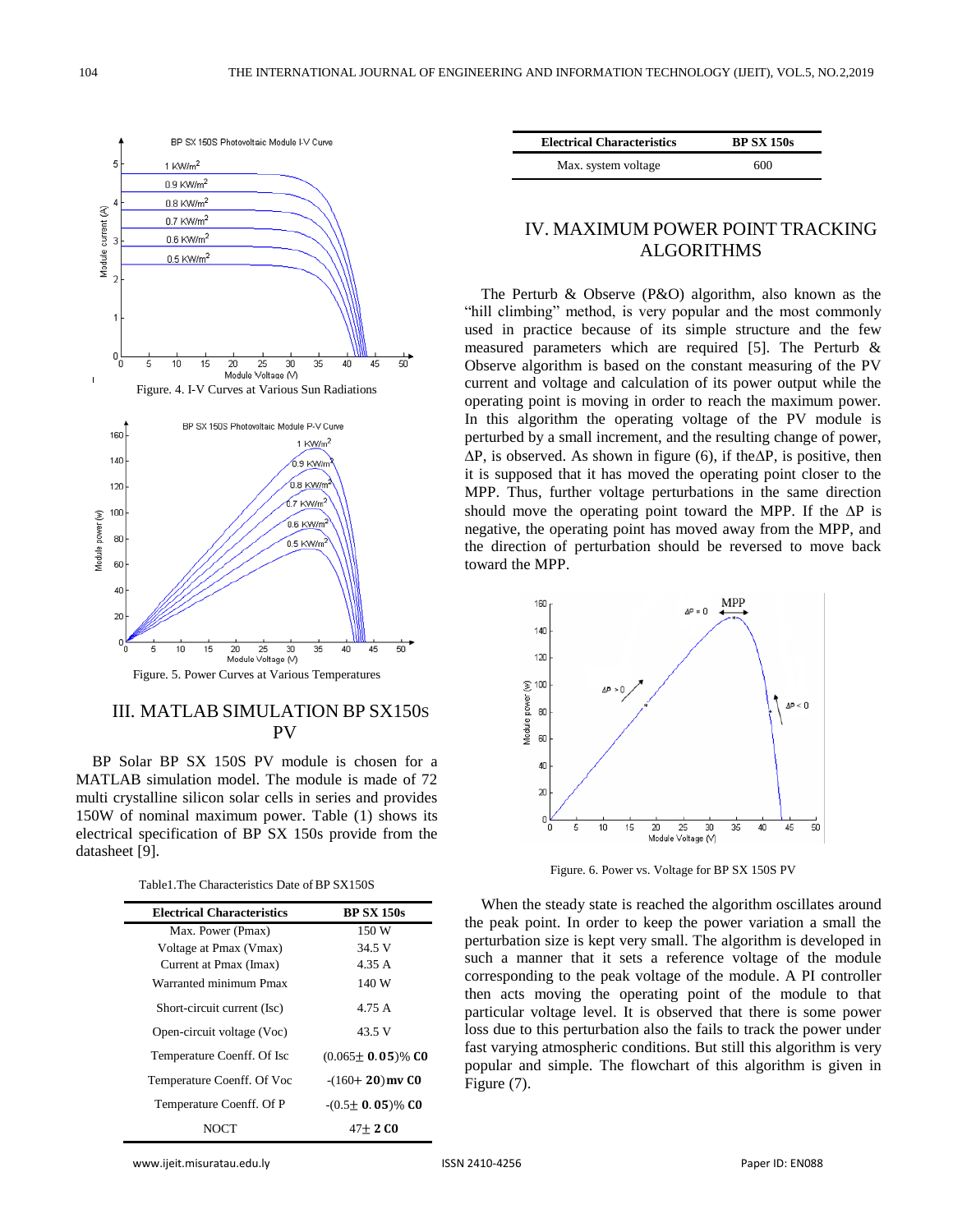Figure. 4. I-V Curves at Various Sun Radiations

Figure. 5. Power Curves at Various Temperatures

## III. MATLAB SIMULATION BP SX150S PV

BP Solar BP SX 150S PV module is chosen for a MATLAB simulation model. The module is made of 72 multi crystalline silicon solar cells in series and provides 150W of nominal maximum power. Table (1) shows its electrical specification of BP SX 150s provide from the datasheet [9].

Table1.The Characteristics Date of BP SX150S

| Electrical Characteristics | BP SX 150s |
|---|---|
| Max. Power (Pmax) | 150 W |
| Voltage at Pmax (Vmax) | 34.5 V |
| Current at Pmax (Imax) | 4.35 A |
| Warranted minimum Pmax | 140 W |
| Short-circuit current (Isc) | 4.75 A |
| Open-circuit voltage (Voc) | 43.5 V |
| Temperature Coenff. Of Isc | (0.065$\pm$ **0.05**)% **C0** |
| Temperature Coenff. Of Voc | -(160+ **20**) **mv C0** |
| Temperature Coenff. Of P | -(0.5$\pm$ **0.05**)% **C0** |
| NOCT | 47$\pm$ **2 C0** |
| Max. system voltage | 600 |

## IV. MAXIMUM POWER POINT TRACKING ALGORITHMS

The Perturb & Observe (P&O) algorithm, also known as the "hill climbing" method, is very popular and the most commonly used in practice because of its simple structure and the few measured parameters which are required [5]. The Perturb & Observe algorithm is based on the constant measuring of the PV current and voltage and calculation of its power output while the operating point is moving in order to reach the maximum power. In this algorithm the operating voltage of the PV module is perturbed by a small increment, and the resulting change of power, $\Delta P$, is observed. As shown in figure (6), if the$\Delta P$, is positive, then it is supposed that it has moved the operating point closer to the MPP. Thus, further voltage perturbations in the same direction should move the operating point toward the MPP. If the $\Delta P$ is negative, the operating point has moved away from the MPP, and the direction of perturbation should be reversed to move back toward the MPP.

Figure. 6. Power vs. Voltage for BP SX 150S PV

When the steady state is reached the algorithm oscillates around the peak point. In order to keep the power variation a small the perturbation size is kept very small. The algorithm is developed in such a manner that it sets a reference voltage of the module corresponding to the peak voltage of the module. A PI controller then acts moving the operating point of the module to that particular voltage level. It is observed that there is some power loss due to this perturbation also the fails to track the power under fast varying atmospheric conditions. But still this algorithm is very popular and simple. The flowchart of this algorithm is given in Figure (7).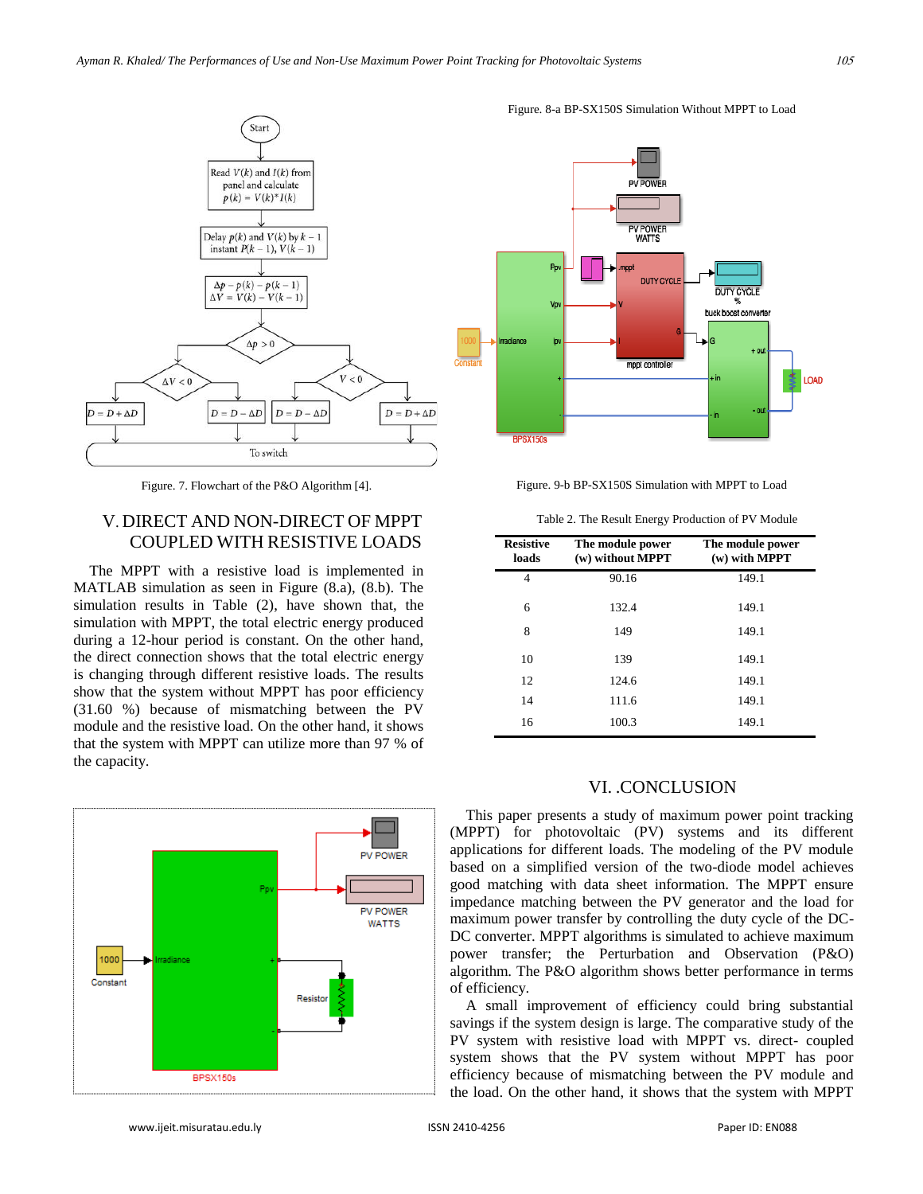Figure. 7. Flowchart of the P&O Algorithm [4].

## V. DIRECT AND NON-DIRECT OF MPPT COUPLED WITH RESISTIVE LOADS

The MPPT with a resistive load is implemented in MATLAB simulation as seen in Figure (8.a), (8.b). The simulation results in Table (2), have shown that, the simulation with MPPT, the total electric energy produced during a 12-hour period is constant. On the other hand, the direct connection shows that the total electric energy is changing through different resistive loads. The results show that the system without MPPT has poor efficiency (31.60 %) because of mismatching between the PV module and the resistive load. On the other hand, it shows that the system with MPPT can utilize more than 97 % of the capacity.

Figure. 8-a BP-SX150S Simulation Without MPPT to Load

Figure. 9-b BP-SX150S Simulation with MPPT to Load

Table 2. The Result Energy Production of PV Module

| Resistive loads | The module power (w) without MPPT | The module power (w) with MPPT |
|---|---|---|
| 4 | 90.16 | 149.1 |
| 6 | 132.4 | 149.1 |
| 8 | 149 | 149.1 |
| 10 | 139 | 149.1 |
| 12 | 124.6 | 149.1 |
| 14 | 111.6 | 149.1 |
| 16 | 100.3 | 149.1 |

## VI. .CONCLUSION

This paper presents a study of maximum power point tracking (MPPT) for photovoltaic (PV) systems and its different applications for different loads. The modeling of the PV module based on a simplified version of the two-diode model achieves good matching with data sheet information. The MPPT ensure impedance matching between the PV generator and the load for maximum power transfer by controlling the duty cycle of the DC-DC converter. MPPT algorithms is simulated to achieve maximum power transfer; the Perturbation and Observation (P&O) algorithm. The P&O algorithm shows better performance in terms of efficiency.

A small improvement of efficiency could bring substantial savings if the system design is large. The comparative study of the PV system with resistive load with MPPT vs. direct- coupled system shows that the PV system without MPPT has poor efficiency because of mismatching between the PV module and the load. On the other hand, it shows that the system with MPPT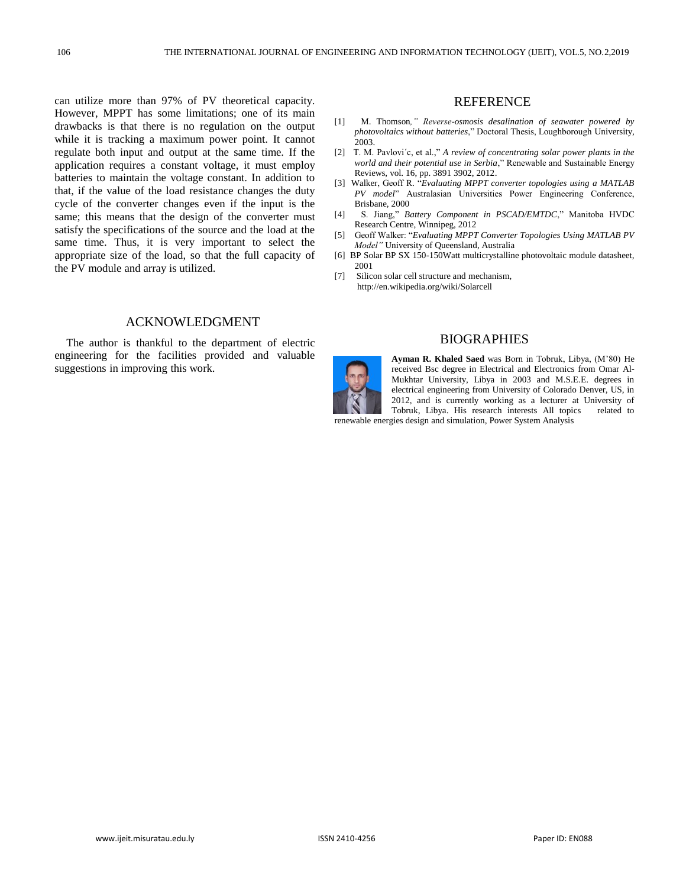can utilize more than 97% of PV theoretical capacity. However, MPPT has some limitations; one of its main drawbacks is that there is no regulation on the output while it is tracking a maximum power point. It cannot regulate both input and output at the same time. If the application requires a constant voltage, it must employ batteries to maintain the voltage constant. In addition to that, if the value of the load resistance changes the duty cycle of the converter changes even if the input is the same; this means that the design of the converter must satisfy the specifications of the source and the load at the same time. Thus, it is very important to select the appropriate size of the load, so that the full capacity of the PV module and array is utilized.

## ACKNOWLEDGMENT

The author is thankful to the department of electric engineering for the facilities provided and valuable suggestions in improving this work.

## REFERENCE

[1] M. Thomson*," Reverse-osmosis desalination of seawater powered by photovoltaics without batteries*," Doctoral Thesis, Loughborough University, 2003.

[2] T. M. Pavlovi´c, et al.," *A review of concentrating solar power plants in the world and their potential use in Serbia*," Renewable and Sustainable Energy Reviews, vol. 16, pp. 3891 3902, 2012.

[3] Walker, Geoff R. "*Evaluating MPPT converter topologies using a MATLAB PV model*" Australasian Universities Power Engineering Conference, Brisbane, 2000

[4] S. Jiang," *Battery Component in PSCAD/EMTDC*," Manitoba HVDC Research Centre, Winnipeg, 2012

[5] Geoff Walker: "*Evaluating MPPT Converter Topologies Using MATLAB PV Model"* University of Queensland, Australia

[6] BP Solar BP SX 150-150Watt multicrystalline photovoltaic module datasheet, 2001

[7] Silicon solar cell structure and mechanism, http://en.wikipedia.org/wiki/Solarcell

## BIOGRAPHIES

**Ayman R. Khaled Saed** was Born in Tobruk, Libya, (M'80) He received Bsc degree in Electrical and Electronics from Omar Al-Mukhtar University, Libya in 2003 and M.S.E.E. degrees in electrical engineering from University of Colorado Denver, US, in 2012, and is currently working as a lecturer at University of Tobruk, Libya. His research interests All topics related to renewable energies design and simulation, Power System Analysis